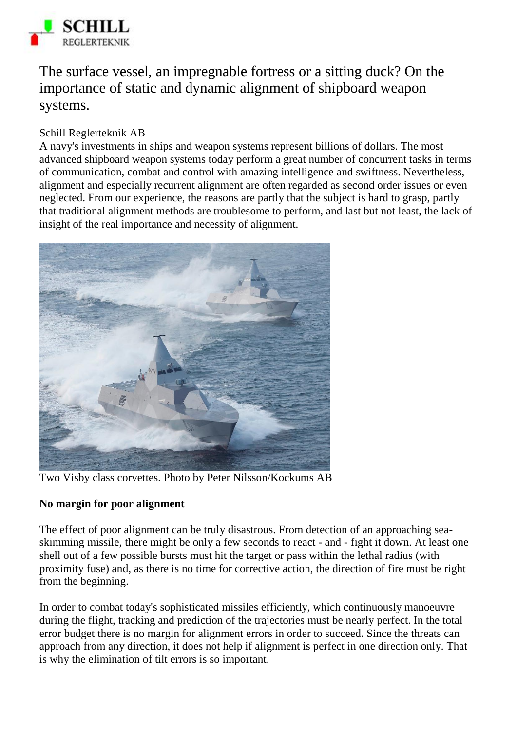# The surface vessel, an impregnable fortress or a sitting duck? On the importance of static and dynamic alignment of shipboard weapon systems.

Schill Reglerteknik AB

A navy's investments in ships and weapon systems represent billions of dollars. The most advanced shipboard weapon systems today perform a great number of concurrent tasks in terms of communication, combat and control with amazing intelligence and swiftness. Nevertheless, alignment and especially recurrent alignment are often regarded as second order issues or even neglected. From our experience, the reasons are partly that the subject is hard to grasp, partly that traditional alignment methods are troublesome to perform, and last but not least, the lack of insight of the real importance and necessity of alignment.

Two Visby class corvettes. Photo by Peter Nilsson/Kockums AB

**No margin for poor alignment**

The effect of poor alignment can be truly disastrous. From detection of an approaching sea-skimming missile, there might be only a few seconds to react - and - fight it down. At least one shell out of a few possible bursts must hit the target or pass within the lethal radius (with proximity fuse) and, as there is no time for corrective action, the direction of fire must be right from the beginning.

In order to combat today's sophisticated missiles efficiently, which continuously manoeuvre during the flight, tracking and prediction of the trajectories must be nearly perfect. In the total error budget there is no margin for alignment errors in order to succeed. Since the threats can approach from any direction, it does not help if alignment is perfect in one direction only. That is why the elimination of tilt errors is so important.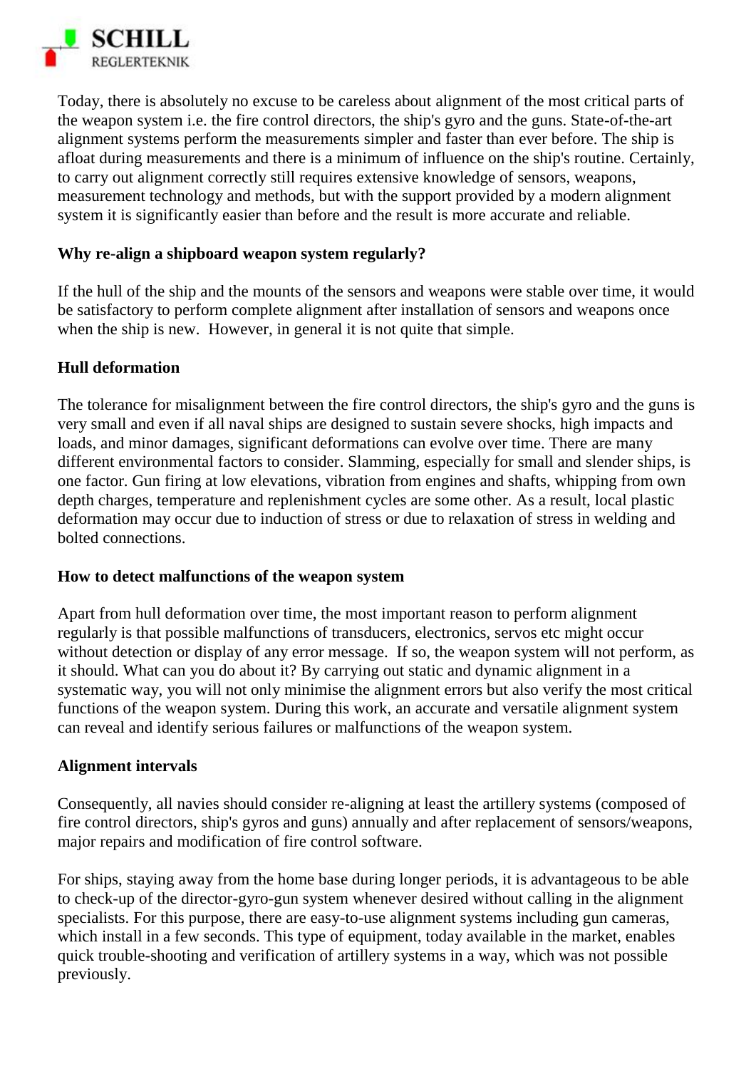Today, there is absolutely no excuse to be careless about alignment of the most critical parts of the weapon system i.e. the fire control directors, the ship's gyro and the guns. State-of-the-art alignment systems perform the measurements simpler and faster than ever before. The ship is afloat during measurements and there is a minimum of influence on the ship's routine. Certainly, to carry out alignment correctly still requires extensive knowledge of sensors, weapons, measurement technology and methods, but with the support provided by a modern alignment system it is significantly easier than before and the result is more accurate and reliable.

**Why re-align a shipboard weapon system regularly?**

If the hull of the ship and the mounts of the sensors and weapons were stable over time, it would be satisfactory to perform complete alignment after installation of sensors and weapons once when the ship is new. However, in general it is not quite that simple.

**Hull deformation**

The tolerance for misalignment between the fire control directors, the ship's gyro and the guns is very small and even if all naval ships are designed to sustain severe shocks, high impacts and loads, and minor damages, significant deformations can evolve over time. There are many different environmental factors to consider. Slamming, especially for small and slender ships, is one factor. Gun firing at low elevations, vibration from engines and shafts, whipping from own depth charges, temperature and replenishment cycles are some other. As a result, local plastic deformation may occur due to induction of stress or due to relaxation of stress in welding and bolted connections.

**How to detect malfunctions of the weapon system**

Apart from hull deformation over time, the most important reason to perform alignment regularly is that possible malfunctions of transducers, electronics, servos etc might occur without detection or display of any error message. If so, the weapon system will not perform, as it should. What can you do about it? By carrying out static and dynamic alignment in a systematic way, you will not only minimise the alignment errors but also verify the most critical functions of the weapon system. During this work, an accurate and versatile alignment system can reveal and identify serious failures or malfunctions of the weapon system.

**Alignment intervals**

Consequently, all navies should consider re-aligning at least the artillery systems (composed of fire control directors, ship's gyros and guns) annually and after replacement of sensors/weapons, major repairs and modification of fire control software.

For ships, staying away from the home base during longer periods, it is advantageous to be able to check-up of the director-gyro-gun system whenever desired without calling in the alignment specialists. For this purpose, there are easy-to-use alignment systems including gun cameras, which install in a few seconds. This type of equipment, today available in the market, enables quick trouble-shooting and verification of artillery systems in a way, which was not possible previously.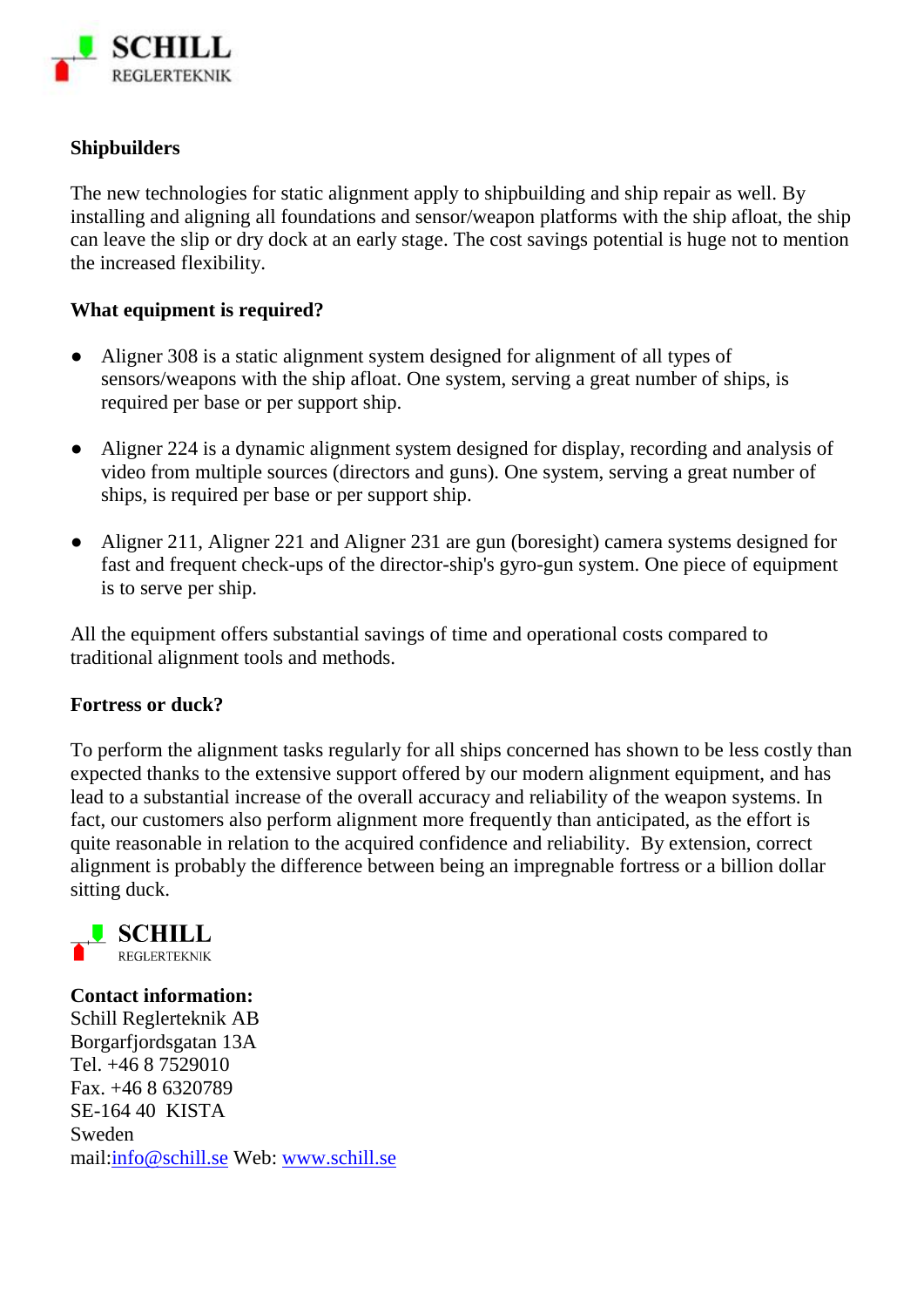## Shipbuilders

The new technologies for static alignment apply to shipbuilding and ship repair as well. By installing and aligning all foundations and sensor/weapon platforms with the ship afloat, the ship can leave the slip or dry dock at an early stage. The cost savings potential is huge not to mention the increased flexibility.

## What equipment is required?

- Aligner 308 is a static alignment system designed for alignment of all types of sensors/weapons with the ship afloat. One system, serving a great number of ships, is required per base or per support ship.

- Aligner 224 is a dynamic alignment system designed for display, recording and analysis of video from multiple sources (directors and guns). One system, serving a great number of ships, is required per base or per support ship.

- Aligner 211, Aligner 221 and Aligner 231 are gun (boresight) camera systems designed for fast and frequent check-ups of the director-ship's gyro-gun system. One piece of equipment is to serve per ship.

All the equipment offers substantial savings of time and operational costs compared to traditional alignment tools and methods.

## Fortress or duck?

To perform the alignment tasks regularly for all ships concerned has shown to be less costly than expected thanks to the extensive support offered by our modern alignment equipment, and has lead to a substantial increase of the overall accuracy and reliability of the weapon systems. In fact, our customers also perform alignment more frequently than anticipated, as the effort is quite reasonable in relation to the acquired confidence and reliability. By extension, correct alignment is probably the difference between being an impregnable fortress or a billion dollar sitting duck.

SCHILL
REGLERTEKNIK

**Contact information:**
Schill Reglerteknik AB
Borgarfjordsgatan 13A
Tel. +46 8 7529010
Fax. +46 8 6320789
SE-164 40 KISTA
Sweden
mail:info@schill.se Web: www.schill.se